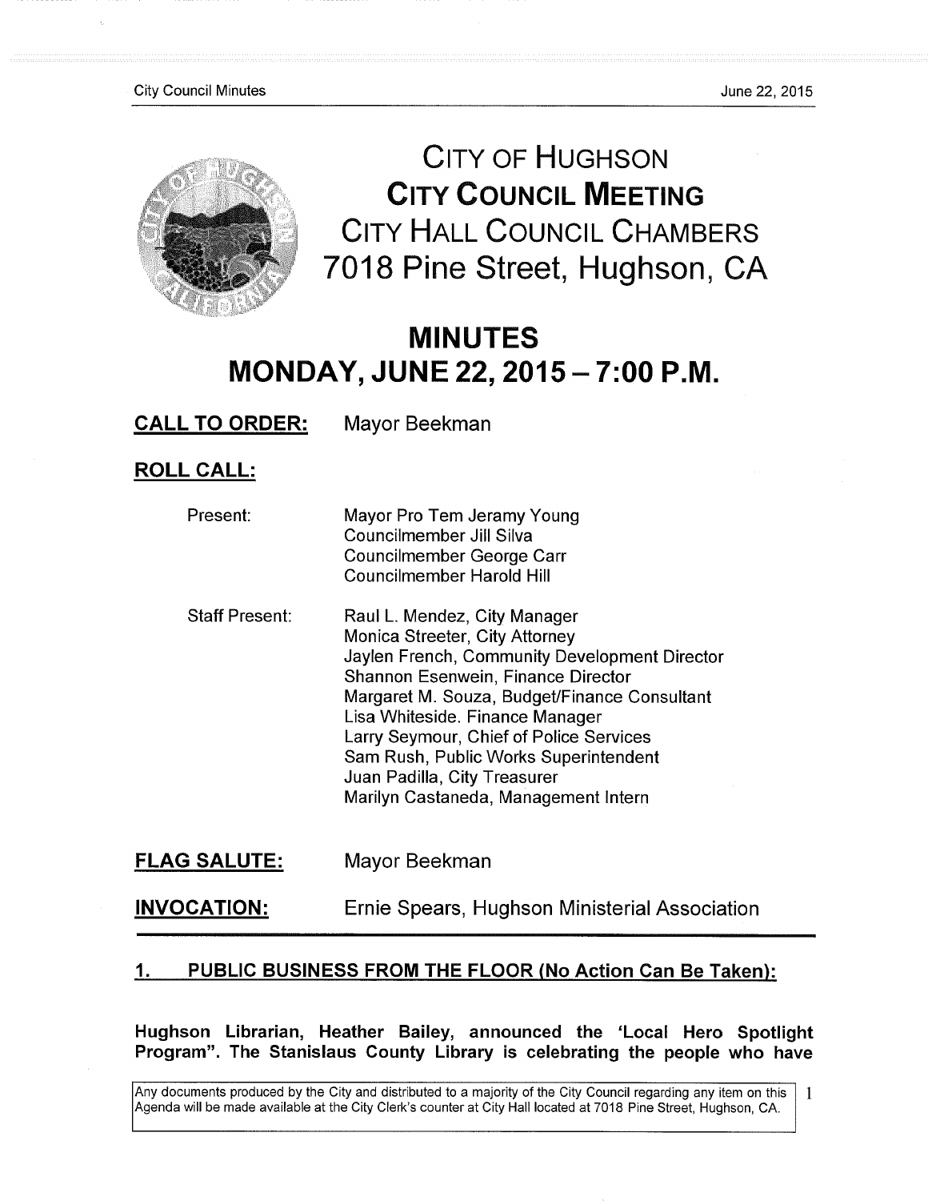# CITY OF HUGHSON
## CITY COUNCIL MEETING
### CITY HALL COUNCIL CHAMBERS
### 7018 Pine Street, Hughson, CA

# MINUTES
## MONDAY, JUNE 22, 2015 – 7:00 P.M.

**CALL TO ORDER:** Mayor Beekman

**ROLL CALL:**

Present:
- Mayor Pro Tem Jeramy Young
- Councilmember Jill Silva
- Councilmember George Carr
- Councilmember Harold Hill

Staff Present:
- Raul L. Mendez, City Manager
- Monica Streeter, City Attorney
- Jaylen French, Community Development Director
- Shannon Esenwein, Finance Director
- Margaret M. Souza, Budget/Finance Consultant
- Lisa Whiteside. Finance Manager
- Larry Seymour, Chief of Police Services
- Sam Rush, Public Works Superintendent
- Juan Padilla, City Treasurer
- Marilyn Castaneda, Management Intern

**FLAG SALUTE:** Mayor Beekman

**INVOCATION:** Ernie Spears, Hughson Ministerial Association

---

## 1. PUBLIC BUSINESS FROM THE FLOOR (No Action Can Be Taken):

**Hughson Librarian, Heather Bailey, announced the 'Local Hero Spotlight Program". The Stanislaus County Library is celebrating the people who have**

Any documents produced by the City and distributed to a majority of the City Council regarding any item on this Agenda will be made available at the City Clerk's counter at City Hall located at 7018 Pine Street, Hughson, CA.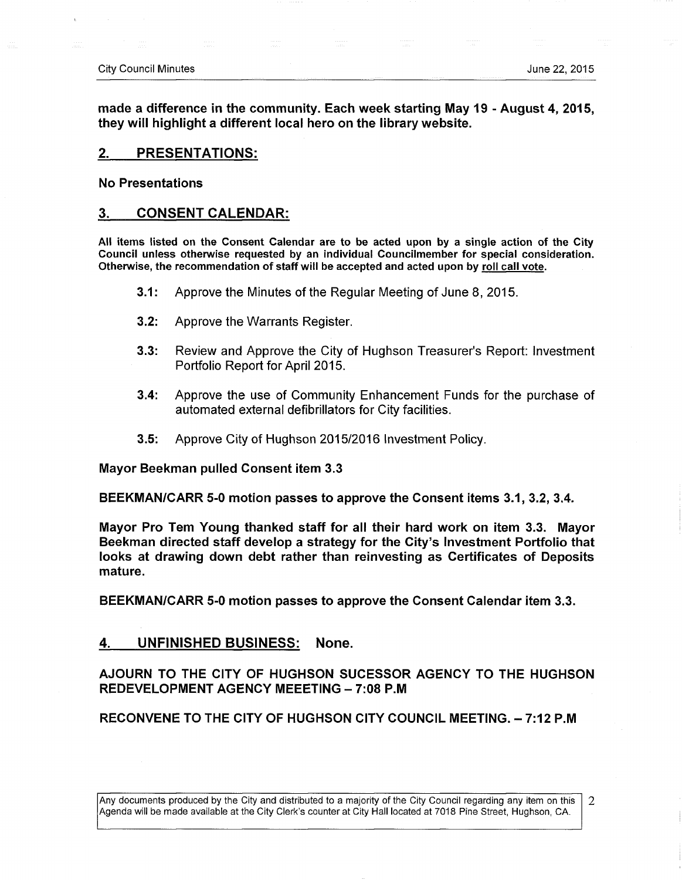**made a difference in the community. Each week starting May 19 - August 4, 2015, they will highlight a different local hero on the library website.**

## 2. PRESENTATIONS:

**No Presentations**

## 3. CONSENT CALENDAR:

**All items listed on the Consent Calendar are to be acted upon by a single action of the City Council unless otherwise requested by an individual Councilmember for special consideration. Otherwise, the recommendation of staff will be accepted and acted upon by roll call vote.**

**3.1:** Approve the Minutes of the Regular Meeting of June 8, 2015.

**3.2:** Approve the Warrants Register.

**3.3:** Review and Approve the City of Hughson Treasurer's Report: Investment Portfolio Report for April 2015.

**3.4:** Approve the use of Community Enhancement Funds for the purchase of automated external defibrillators for City facilities.

**3.5:** Approve City of Hughson 2015/2016 Investment Policy.

**Mayor Beekman pulled Consent item 3.3**

**BEEKMAN/CARR 5-0 motion passes to approve the Consent items 3.1, 3.2, 3.4.**

**Mayor Pro Tem Young thanked staff for all their hard work on item 3.3. Mayor Beekman directed staff develop a strategy for the City's Investment Portfolio that looks at drawing down debt rather than reinvesting as Certificates of Deposits mature.**

**BEEKMAN/CARR 5-0 motion passes to approve the Consent Calendar item 3.3.**

## 4. UNFINISHED BUSINESS: None.

**AJOURN TO THE CITY OF HUGHSON SUCESSOR AGENCY TO THE HUGHSON REDEVELOPMENT AGENCY MEEETING – 7:08 P.M**

**RECONVENE TO THE CITY OF HUGHSON CITY COUNCIL MEETING. – 7:12 P.M**

Any documents produced by the City and distributed to a majority of the City Council regarding any item on this Agenda will be made available at the City Clerk's counter at City Hall located at 7018 Pine Street, Hughson, CA.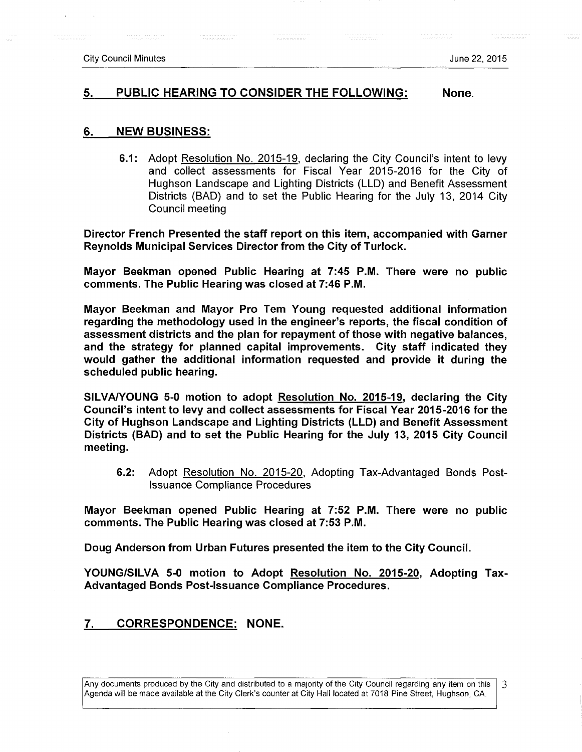## 5. PUBLIC HEARING TO CONSIDER THE FOLLOWING: None.

## 6. NEW BUSINESS:

**6.1:** Adopt Resolution No. 2015-19, declaring the City Council's intent to levy and collect assessments for Fiscal Year 2015-2016 for the City of Hughson Landscape and Lighting Districts (LLD) and Benefit Assessment Districts (BAD) and to set the Public Hearing for the July 13, 2014 City Council meeting

**Director French Presented the staff report on this item, accompanied with Garner Reynolds Municipal Services Director from the City of Turlock.**

**Mayor Beekman opened Public Hearing at 7:45 P.M. There were no public comments. The Public Hearing was closed at 7:46 P.M.**

**Mayor Beekman and Mayor Pro Tem Young requested additional information regarding the methodology used in the engineer's reports, the fiscal condition of assessment districts and the plan for repayment of those with negative balances, and the strategy for planned capital improvements. City staff indicated they would gather the additional information requested and provide it during the scheduled public hearing.**

**SILVA/YOUNG 5-0 motion to adopt Resolution No. 2015-19, declaring the City Council's intent to levy and collect assessments for Fiscal Year 2015-2016 for the City of Hughson Landscape and Lighting Districts (LLD) and Benefit Assessment Districts (BAD) and to set the Public Hearing for the July 13, 2015 City Council meeting.**

**6.2:** Adopt Resolution No. 2015-20, Adopting Tax-Advantaged Bonds Post-Issuance Compliance Procedures

**Mayor Beekman opened Public Hearing at 7:52 P.M. There were no public comments. The Public Hearing was closed at 7:53 P.M.**

**Doug Anderson from Urban Futures presented the item to the City Council.**

**YOUNG/SILVA 5-0 motion to Adopt Resolution No. 2015-20, Adopting Tax-Advantaged Bonds Post-Issuance Compliance Procedures.**

## 7. CORRESPONDENCE: NONE.

Any documents produced by the City and distributed to a majority of the City Council regarding any item on this Agenda will be made available at the City Clerk's counter at City Hall located at 7018 Pine Street, Hughson, CA.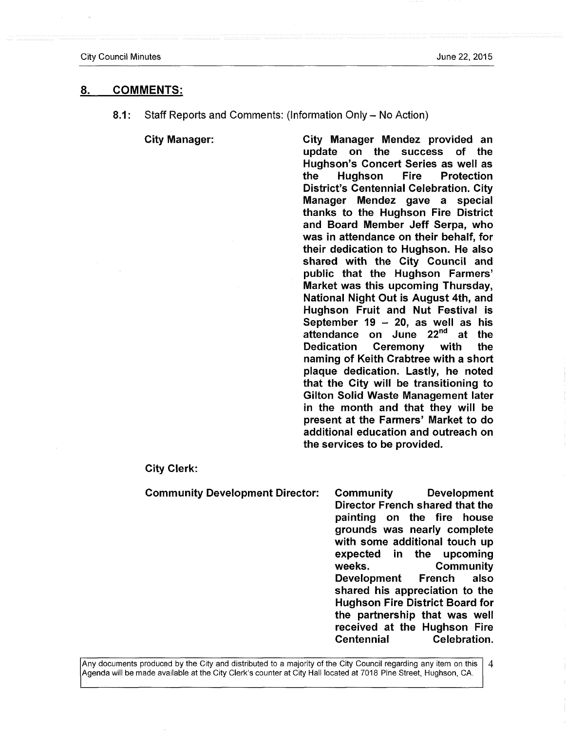## 8. COMMENTS:

**8.1:** Staff Reports and Comments: (Information Only – No Action)

**City Manager:** **City Manager Mendez provided an update on the success of the Hughson's Concert Series as well as the Hughson Fire Protection District's Centennial Celebration. City Manager Mendez gave a special thanks to the Hughson Fire District and Board Member Jeff Serpa, who was in attendance on their behalf, for their dedication to Hughson. He also shared with the City Council and public that the Hughson Farmers' Market was this upcoming Thursday, National Night Out is August 4th, and Hughson Fruit and Nut Festival is September 19 – 20, as well as his attendance on June 22nd at the Dedication Ceremony with the naming of Keith Crabtree with a short plaque dedication. Lastly, he noted that the City will be transitioning to Gilton Solid Waste Management later in the month and that they will be present at the Farmers' Market to do additional education and outreach on the services to be provided.**

**City Clerk:**

**Community Development Director:** **Community Development Director French shared that the painting on the fire house grounds was nearly complete with some additional touch up expected in the upcoming weeks. Community Development French also shared his appreciation to the Hughson Fire District Board for the partnership that was well received at the Hughson Fire Centennial Celebration.**

Any documents produced by the City and distributed to a majority of the City Council regarding any item on this Agenda will be made available at the City Clerk's counter at City Hall located at 7018 Pine Street, Hughson, CA.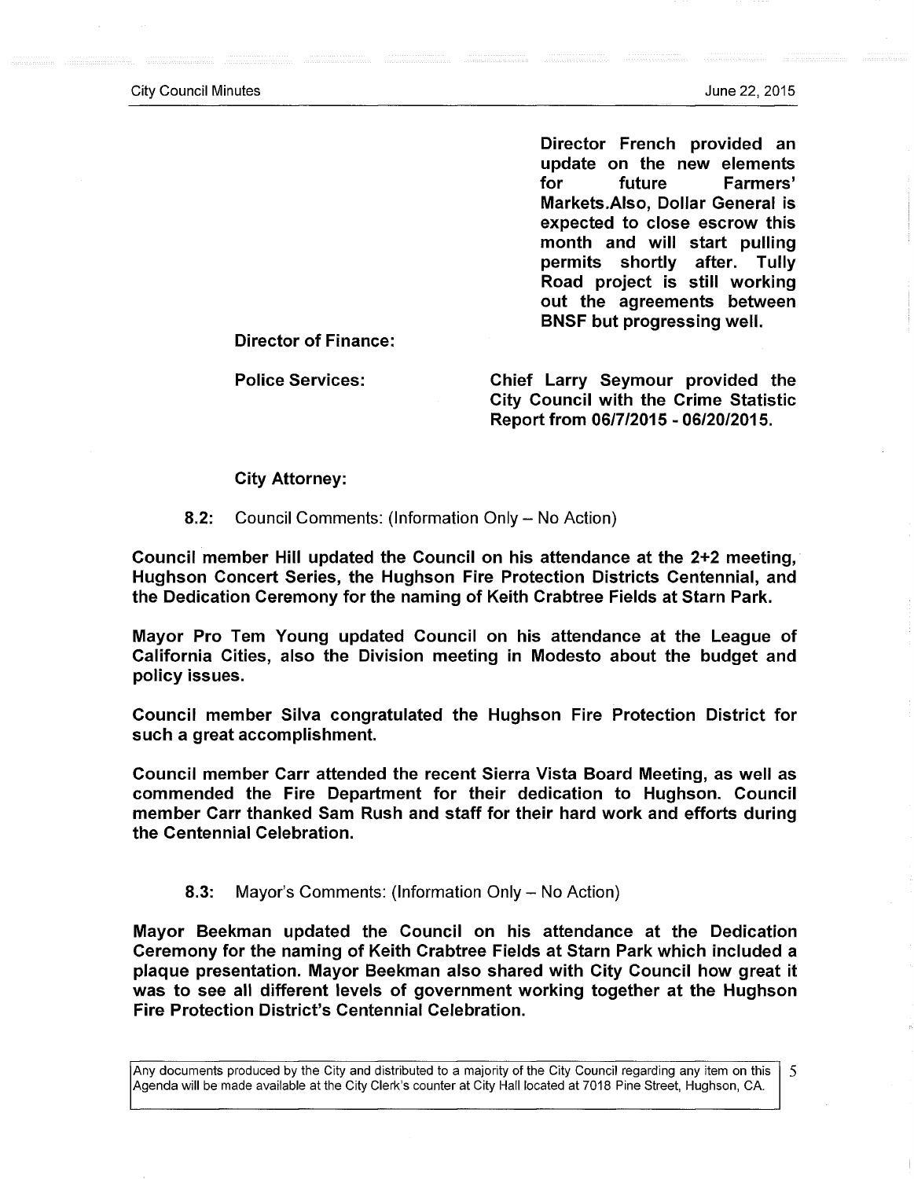**Director French provided an update on the new elements for future Farmers' Markets.Also, Dollar General is expected to close escrow this month and will start pulling permits shortly after. Tully Road project is still working out the agreements between BNSF but progressing well.**

**Director of Finance:**

**Police Services:** **Chief Larry Seymour provided the City Council with the Crime Statistic Report from 06/7/2015 - 06/20/2015.**

**City Attorney:**

**8.2:** Council Comments: (Information Only – No Action)

**Council member Hill updated the Council on his attendance at the 2+2 meeting, Hughson Concert Series, the Hughson Fire Protection Districts Centennial, and the Dedication Ceremony for the naming of Keith Crabtree Fields at Starn Park.**

**Mayor Pro Tem Young updated Council on his attendance at the League of California Cities, also the Division meeting in Modesto about the budget and policy issues.**

**Council member Silva congratulated the Hughson Fire Protection District for such a great accomplishment.**

**Council member Carr attended the recent Sierra Vista Board Meeting, as well as commended the Fire Department for their dedication to Hughson. Council member Carr thanked Sam Rush and staff for their hard work and efforts during the Centennial Celebration.**

**8.3:** Mayor's Comments: (Information Only – No Action)

**Mayor Beekman updated the Council on his attendance at the Dedication Ceremony for the naming of Keith Crabtree Fields at Starn Park which included a plaque presentation. Mayor Beekman also shared with City Council how great it was to see all different levels of government working together at the Hughson Fire Protection District's Centennial Celebration.**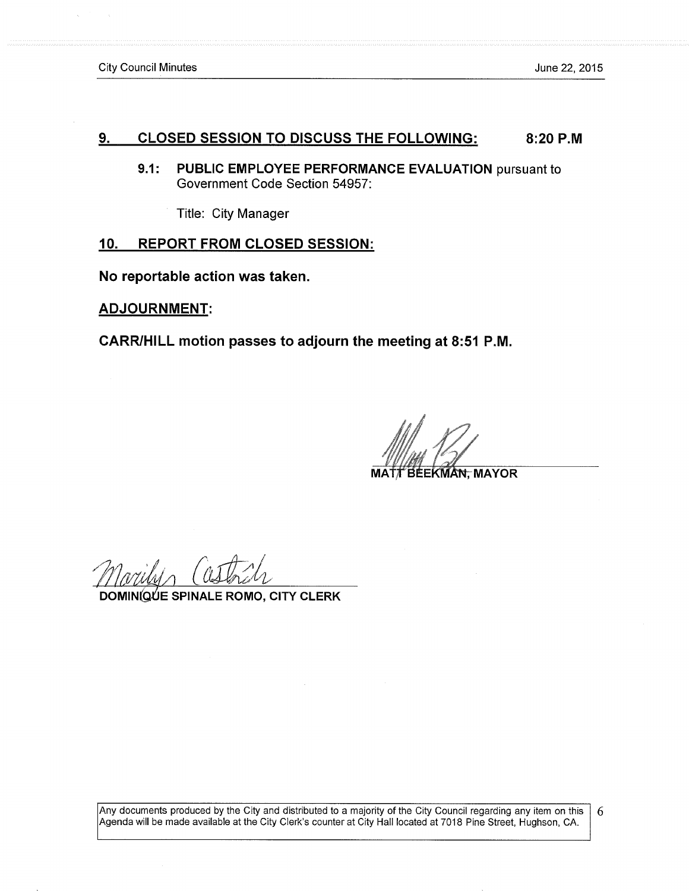## 9. CLOSED SESSION TO DISCUSS THE FOLLOWING: 8:20 P.M

**9.1: PUBLIC EMPLOYEE PERFORMANCE EVALUATION** pursuant to Government Code Section 54957:

Title: City Manager

## 10. REPORT FROM CLOSED SESSION:

**No reportable action was taken.**

## ADJOURNMENT:

**CARR/HILL motion passes to adjourn the meeting at 8:51 P.M.**

MATT BEEKMAN, MAYOR

DOMINIQUE SPINALE ROMO, CITY CLERK

Any documents produced by the City and distributed to a majority of the City Council regarding any item on this Agenda will be made available at the City Clerk's counter at City Hall located at 7018 Pine Street, Hughson, CA.